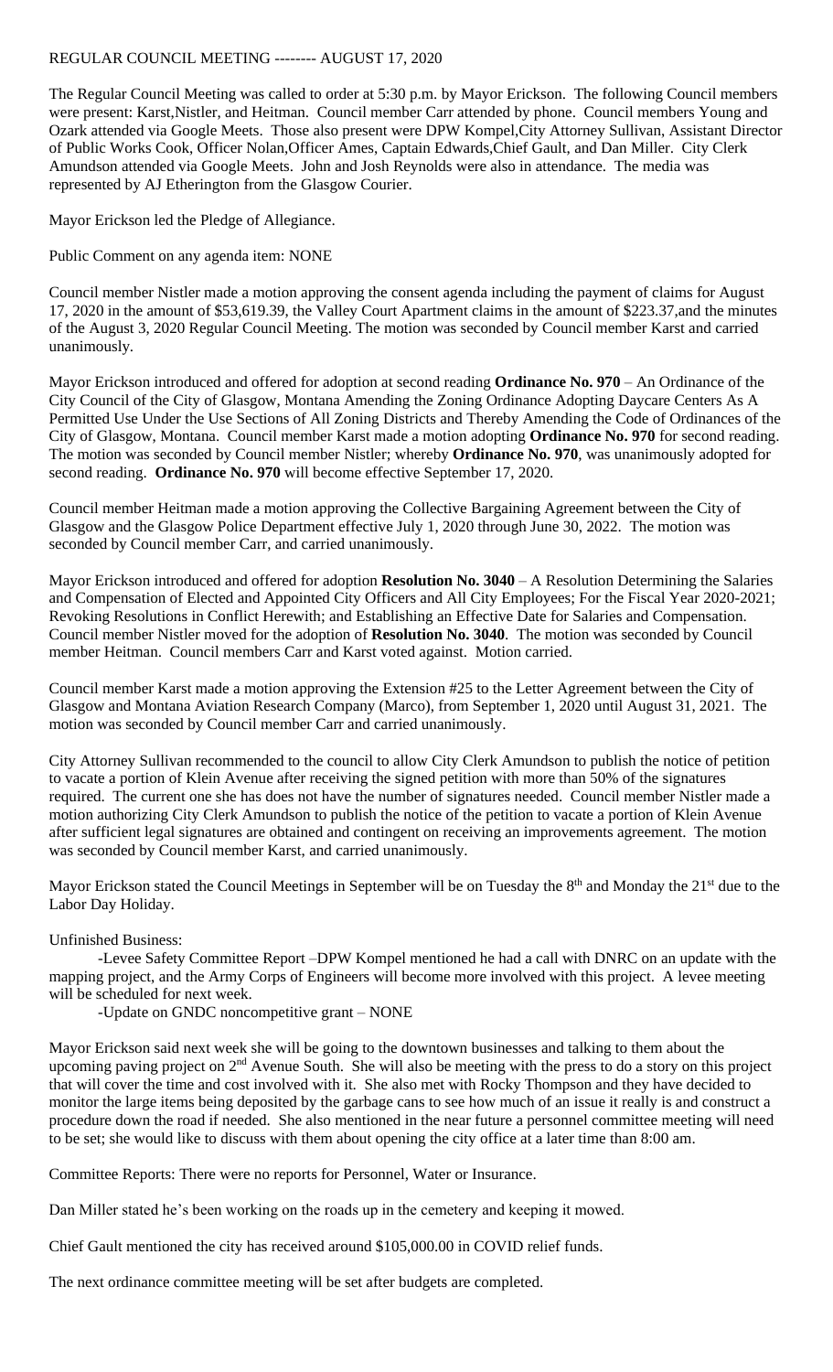REGULAR COUNCIL MEETING -------- AUGUST 17, 2020

The Regular Council Meeting was called to order at 5:30 p.m. by Mayor Erickson. The following Council members were present: Karst,Nistler, and Heitman. Council member Carr attended by phone. Council members Young and Ozark attended via Google Meets. Those also present were DPW Kompel,City Attorney Sullivan, Assistant Director of Public Works Cook, Officer Nolan,Officer Ames, Captain Edwards,Chief Gault, and Dan Miller. City Clerk Amundson attended via Google Meets. John and Josh Reynolds were also in attendance. The media was represented by AJ Etherington from the Glasgow Courier.

Mayor Erickson led the Pledge of Allegiance.

Public Comment on any agenda item: NONE

Council member Nistler made a motion approving the consent agenda including the payment of claims for August 17, 2020 in the amount of $53,619.39, the Valley Court Apartment claims in the amount of $223.37,and the minutes of the August 3, 2020 Regular Council Meeting. The motion was seconded by Council member Karst and carried unanimously.

Mayor Erickson introduced and offered for adoption at second reading **Ordinance No. 970** – An Ordinance of the City Council of the City of Glasgow, Montana Amending the Zoning Ordinance Adopting Daycare Centers As A Permitted Use Under the Use Sections of All Zoning Districts and Thereby Amending the Code of Ordinances of the City of Glasgow, Montana. Council member Karst made a motion adopting **Ordinance No. 970** for second reading. The motion was seconded by Council member Nistler; whereby **Ordinance No. 970**, was unanimously adopted for second reading. **Ordinance No. 970** will become effective September 17, 2020.

Council member Heitman made a motion approving the Collective Bargaining Agreement between the City of Glasgow and the Glasgow Police Department effective July 1, 2020 through June 30, 2022. The motion was seconded by Council member Carr, and carried unanimously.

Mayor Erickson introduced and offered for adoption **Resolution No. 3040** – A Resolution Determining the Salaries and Compensation of Elected and Appointed City Officers and All City Employees; For the Fiscal Year 2020-2021; Revoking Resolutions in Conflict Herewith; and Establishing an Effective Date for Salaries and Compensation. Council member Nistler moved for the adoption of **Resolution No. 3040**. The motion was seconded by Council member Heitman. Council members Carr and Karst voted against. Motion carried.

Council member Karst made a motion approving the Extension #25 to the Letter Agreement between the City of Glasgow and Montana Aviation Research Company (Marco), from September 1, 2020 until August 31, 2021. The motion was seconded by Council member Carr and carried unanimously.

City Attorney Sullivan recommended to the council to allow City Clerk Amundson to publish the notice of petition to vacate a portion of Klein Avenue after receiving the signed petition with more than 50% of the signatures required. The current one she has does not have the number of signatures needed. Council member Nistler made a motion authorizing City Clerk Amundson to publish the notice of the petition to vacate a portion of Klein Avenue after sufficient legal signatures are obtained and contingent on receiving an improvements agreement. The motion was seconded by Council member Karst, and carried unanimously.

Mayor Erickson stated the Council Meetings in September will be on Tuesday the 8th and Monday the 21st due to the Labor Day Holiday.

Unfinished Business:

-Levee Safety Committee Report –DPW Kompel mentioned he had a call with DNRC on an update with the mapping project, and the Army Corps of Engineers will become more involved with this project. A levee meeting will be scheduled for next week.

-Update on GNDC noncompetitive grant – NONE

Mayor Erickson said next week she will be going to the downtown businesses and talking to them about the upcoming paving project on 2nd Avenue South. She will also be meeting with the press to do a story on this project that will cover the time and cost involved with it. She also met with Rocky Thompson and they have decided to monitor the large items being deposited by the garbage cans to see how much of an issue it really is and construct a procedure down the road if needed. She also mentioned in the near future a personnel committee meeting will need to be set; she would like to discuss with them about opening the city office at a later time than 8:00 am.

Committee Reports: There were no reports for Personnel, Water or Insurance.

Dan Miller stated he's been working on the roads up in the cemetery and keeping it mowed.

Chief Gault mentioned the city has received around $105,000.00 in COVID relief funds.

The next ordinance committee meeting will be set after budgets are completed.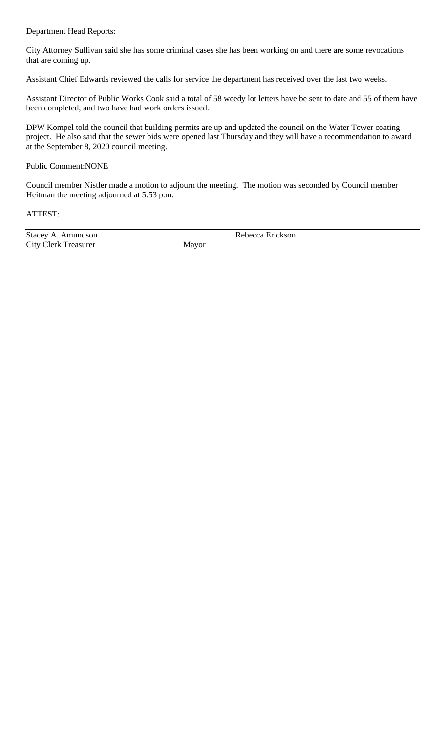Department Head Reports:

City Attorney Sullivan said she has some criminal cases she has been working on and there are some revocations that are coming up.

Assistant Chief Edwards reviewed the calls for service the department has received over the last two weeks.

Assistant Director of Public Works Cook said a total of 58 weedy lot letters have be sent to date and 55 of them have been completed, and two have had work orders issued.

DPW Kompel told the council that building permits are up and updated the council on the Water Tower coating project. He also said that the sewer bids were opened last Thursday and they will have a recommendation to award at the September 8, 2020 council meeting.

Public Comment:NONE

Council member Nistler made a motion to adjourn the meeting. The motion was seconded by Council member Heitman the meeting adjourned at 5:53 p.m.

ATTEST:

Stacey A. Amundson
City Clerk Treasurer

Rebecca Erickson
Mayor